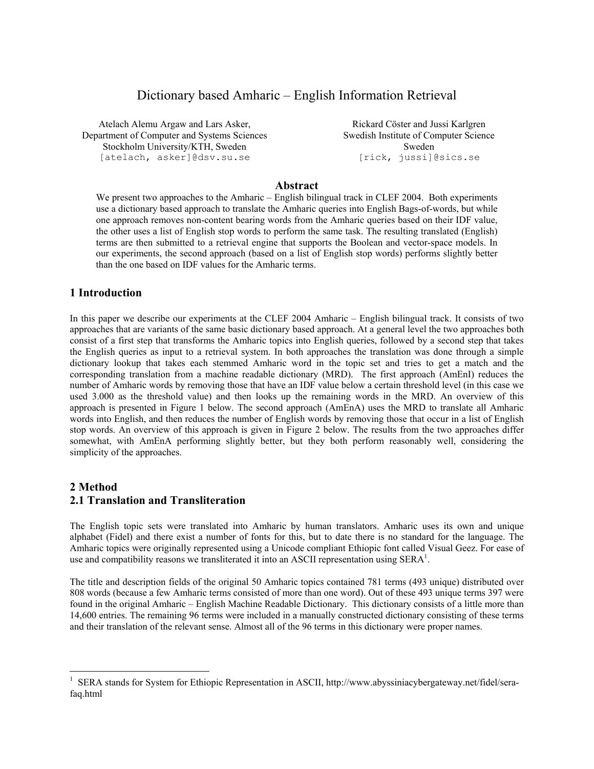# Dictionary based Amharic – English Information Retrieval

Atelach Alemu Argaw and Lars Asker,
Department of Computer and Systems Sciences
Stockholm University/KTH, Sweden
[atelach, asker]@dsv.su.se

Rickard Cöster and Jussi Karlgren
Swedish Institute of Computer Science
Sweden
[rick, jussi]@sics.se

## Abstract

We present two approaches to the Amharic – English bilingual track in CLEF 2004. Both experiments use a dictionary based approach to translate the Amharic queries into English Bags-of-words, but while one approach removes non-content bearing words from the Amharic queries based on their IDF value, the other uses a list of English stop words to perform the same task. The resulting translated (English) terms are then submitted to a retrieval engine that supports the Boolean and vector-space models. In our experiments, the second approach (based on a list of English stop words) performs slightly better than the one based on IDF values for the Amharic terms.

## 1 Introduction

In this paper we describe our experiments at the CLEF 2004 Amharic – English bilingual track. It consists of two approaches that are variants of the same basic dictionary based approach. At a general level the two approaches both consist of a first step that transforms the Amharic topics into English queries, followed by a second step that takes the English queries as input to a retrieval system. In both approaches the translation was done through a simple dictionary lookup that takes each stemmed Amharic word in the topic set and tries to get a match and the corresponding translation from a machine readable dictionary (MRD). The first approach (AmEnI) reduces the number of Amharic words by removing those that have an IDF value below a certain threshold level (in this case we used 3.000 as the threshold value) and then looks up the remaining words in the MRD. An overview of this approach is presented in Figure 1 below. The second approach (AmEnA) uses the MRD to translate all Amharic words into English, and then reduces the number of English words by removing those that occur in a list of English stop words. An overview of this approach is given in Figure 2 below. The results from the two approaches differ somewhat, with AmEnA performing slightly better, but they both perform reasonably well, considering the simplicity of the approaches.

## 2 Method

### 2.1 Translation and Transliteration

The English topic sets were translated into Amharic by human translators. Amharic uses its own and unique alphabet (Fidel) and there exist a number of fonts for this, but to date there is no standard for the language. The Amharic topics were originally represented using a Unicode compliant Ethiopic font called Visual Geez. For ease of use and compatibility reasons we transliterated it into an ASCII representation using SERA[1].

The title and description fields of the original 50 Amharic topics contained 781 terms (493 unique) distributed over 808 words (because a few Amharic terms consisted of more than one word). Out of these 493 unique terms 397 were found in the original Amharic – English Machine Readable Dictionary. This dictionary consists of a little more than 14,600 entries. The remaining 96 terms were included in a manually constructed dictionary consisting of these terms and their translation of the relevant sense. Almost all of the 96 terms in this dictionary were proper names.

---

[1] SERA stands for System for Ethiopic Representation in ASCII, http://www.abyssiniacybergateway.net/fidel/sera-faq.html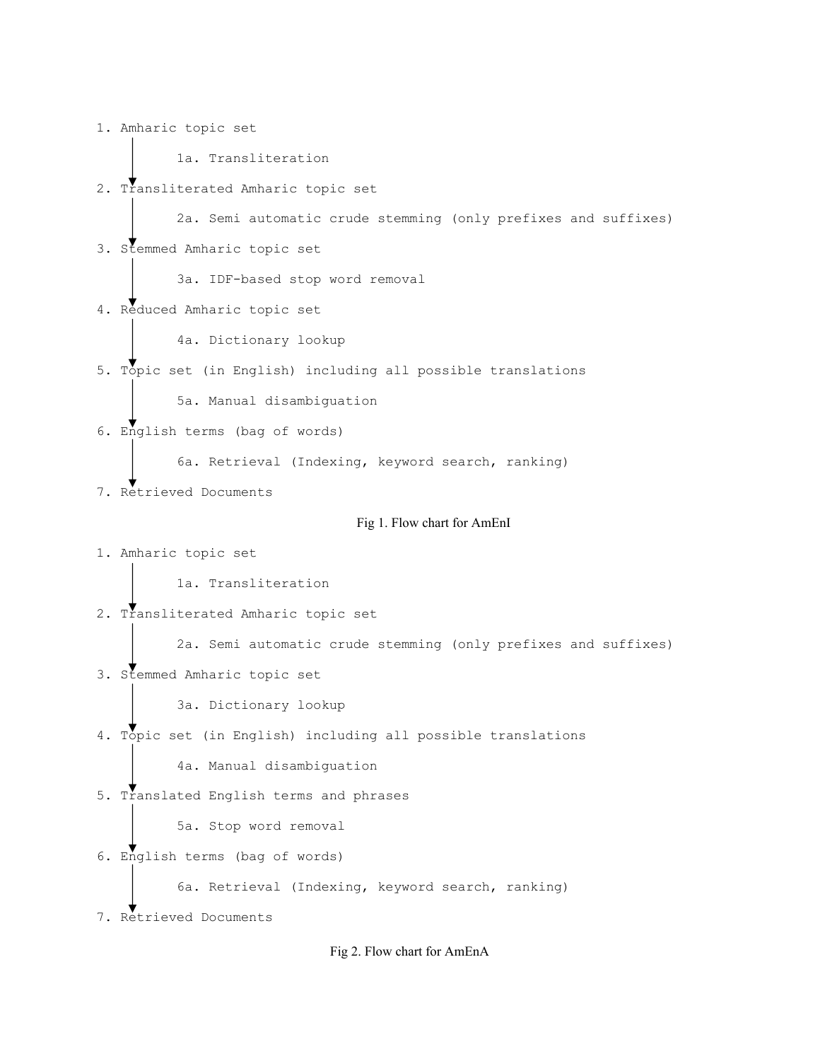```
1. Amharic topic set
   |
   |    1a. Transliteration
   v
2. Transliterated Amharic topic set
   |
   |    2a. Semi automatic crude stemming (only prefixes and suffixes)
   v
3. Stemmed Amharic topic set
   |
   |    3a. IDF-based stop word removal
   v
4. Reduced Amharic topic set
   |
   |    4a. Dictionary lookup
   v
5. Topic set (in English) including all possible translations
   |
   |    5a. Manual disambiguation
   v
6. English terms (bag of words)
   |
   |    6a. Retrieval (Indexing, keyword search, ranking)
   v
7. Retrieved Documents
```

Fig 1. Flow chart for AmEnI

```
1. Amharic topic set
   |
   |    1a. Transliteration
   v
2. Transliterated Amharic topic set
   |
   |    2a. Semi automatic crude stemming (only prefixes and suffixes)
   v
3. Stemmed Amharic topic set
   |
   |    3a. Dictionary lookup
   v
4. Topic set (in English) including all possible translations
   |
   |    4a. Manual disambiguation
   v
5. Translated English terms and phrases
   |
   |    5a. Stop word removal
   v
6. English terms (bag of words)
   |
   |    6a. Retrieval (Indexing, keyword search, ranking)
   v
7. Retrieved Documents
```

Fig 2. Flow chart for AmEnA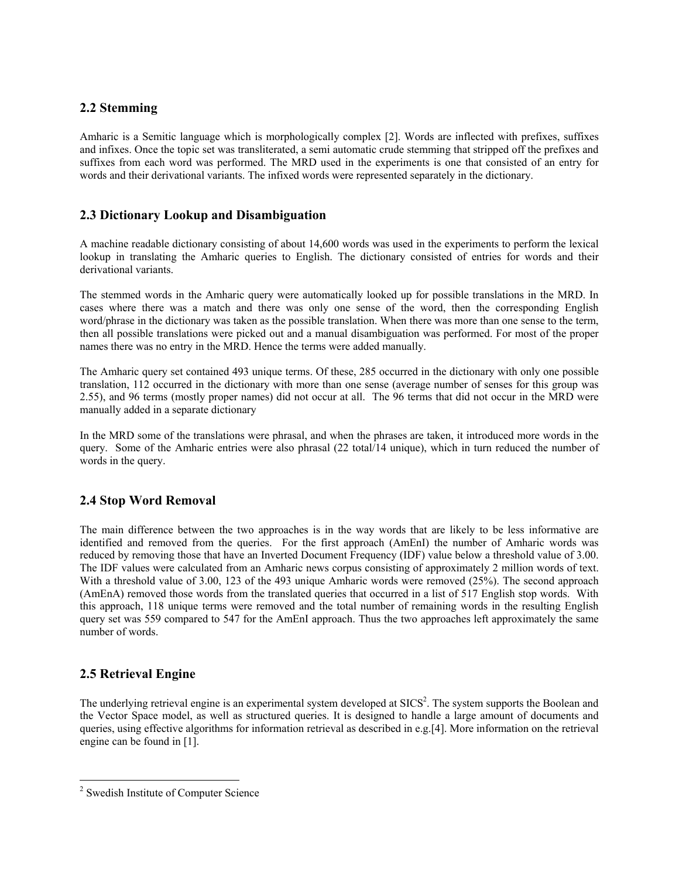## 2.2 Stemming

Amharic is a Semitic language which is morphologically complex [2]. Words are inflected with prefixes, suffixes and infixes. Once the topic set was transliterated, a semi automatic crude stemming that stripped off the prefixes and suffixes from each word was performed. The MRD used in the experiments is one that consisted of an entry for words and their derivational variants. The infixed words were represented separately in the dictionary.

## 2.3 Dictionary Lookup and Disambiguation

A machine readable dictionary consisting of about 14,600 words was used in the experiments to perform the lexical lookup in translating the Amharic queries to English. The dictionary consisted of entries for words and their derivational variants.

The stemmed words in the Amharic query were automatically looked up for possible translations in the MRD. In cases where there was a match and there was only one sense of the word, then the corresponding English word/phrase in the dictionary was taken as the possible translation. When there was more than one sense to the term, then all possible translations were picked out and a manual disambiguation was performed. For most of the proper names there was no entry in the MRD. Hence the terms were added manually.

The Amharic query set contained 493 unique terms. Of these, 285 occurred in the dictionary with only one possible translation, 112 occurred in the dictionary with more than one sense (average number of senses for this group was 2.55), and 96 terms (mostly proper names) did not occur at all. The 96 terms that did not occur in the MRD were manually added in a separate dictionary

In the MRD some of the translations were phrasal, and when the phrases are taken, it introduced more words in the query. Some of the Amharic entries were also phrasal (22 total/14 unique), which in turn reduced the number of words in the query.

## 2.4 Stop Word Removal

The main difference between the two approaches is in the way words that are likely to be less informative are identified and removed from the queries. For the first approach (AmEnI) the number of Amharic words was reduced by removing those that have an Inverted Document Frequency (IDF) value below a threshold value of 3.00. The IDF values were calculated from an Amharic news corpus consisting of approximately 2 million words of text. With a threshold value of 3.00, 123 of the 493 unique Amharic words were removed (25%). The second approach (AmEnA) removed those words from the translated queries that occurred in a list of 517 English stop words. With this approach, 118 unique terms were removed and the total number of remaining words in the resulting English query set was 559 compared to 547 for the AmEnI approach. Thus the two approaches left approximately the same number of words.

## 2.5 Retrieval Engine

The underlying retrieval engine is an experimental system developed at SICS[2]. The system supports the Boolean and the Vector Space model, as well as structured queries. It is designed to handle a large amount of documents and queries, using effective algorithms for information retrieval as described in e.g.[4]. More information on the retrieval engine can be found in [1].

---

[2] Swedish Institute of Computer Science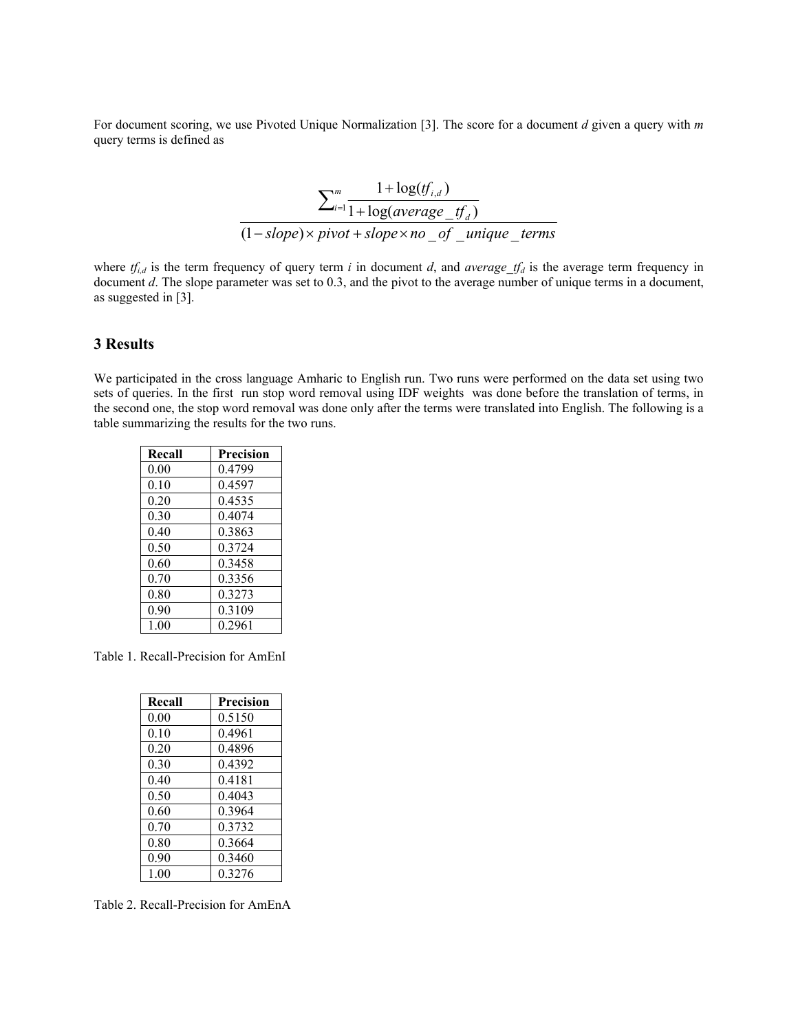For document scoring, we use Pivoted Unique Normalization [3]. The score for a document *d* given a query with *m* query terms is defined as

$$\frac{\sum_{i=1}^{m} \frac{1+\log(tf_{i,d})}{1+\log(average\_tf_d)}}{(1-slope)\times pivot + slope \times no\_of\_unique\_terms}$$

where $tf_{i,d}$ is the term frequency of query term *i* in document *d*, and $average\_tf_d$ is the average term frequency in document *d*. The slope parameter was set to 0.3, and the pivot to the average number of unique terms in a document, as suggested in [3].

## 3 Results

We participated in the cross language Amharic to English run. Two runs were performed on the data set using two sets of queries. In the first run stop word removal using IDF weights was done before the translation of terms, in the second one, the stop word removal was done only after the terms were translated into English. The following is a table summarizing the results for the two runs.

| Recall | Precision |
|---|---|
| 0.00 | 0.4799 |
| 0.10 | 0.4597 |
| 0.20 | 0.4535 |
| 0.30 | 0.4074 |
| 0.40 | 0.3863 |
| 0.50 | 0.3724 |
| 0.60 | 0.3458 |
| 0.70 | 0.3356 |
| 0.80 | 0.3273 |
| 0.90 | 0.3109 |
| 1.00 | 0.2961 |

Table 1. Recall-Precision for AmEnI

| Recall | Precision |
|---|---|
| 0.00 | 0.5150 |
| 0.10 | 0.4961 |
| 0.20 | 0.4896 |
| 0.30 | 0.4392 |
| 0.40 | 0.4181 |
| 0.50 | 0.4043 |
| 0.60 | 0.3964 |
| 0.70 | 0.3732 |
| 0.80 | 0.3664 |
| 0.90 | 0.3460 |
| 1.00 | 0.3276 |

Table 2. Recall-Precision for AmEnA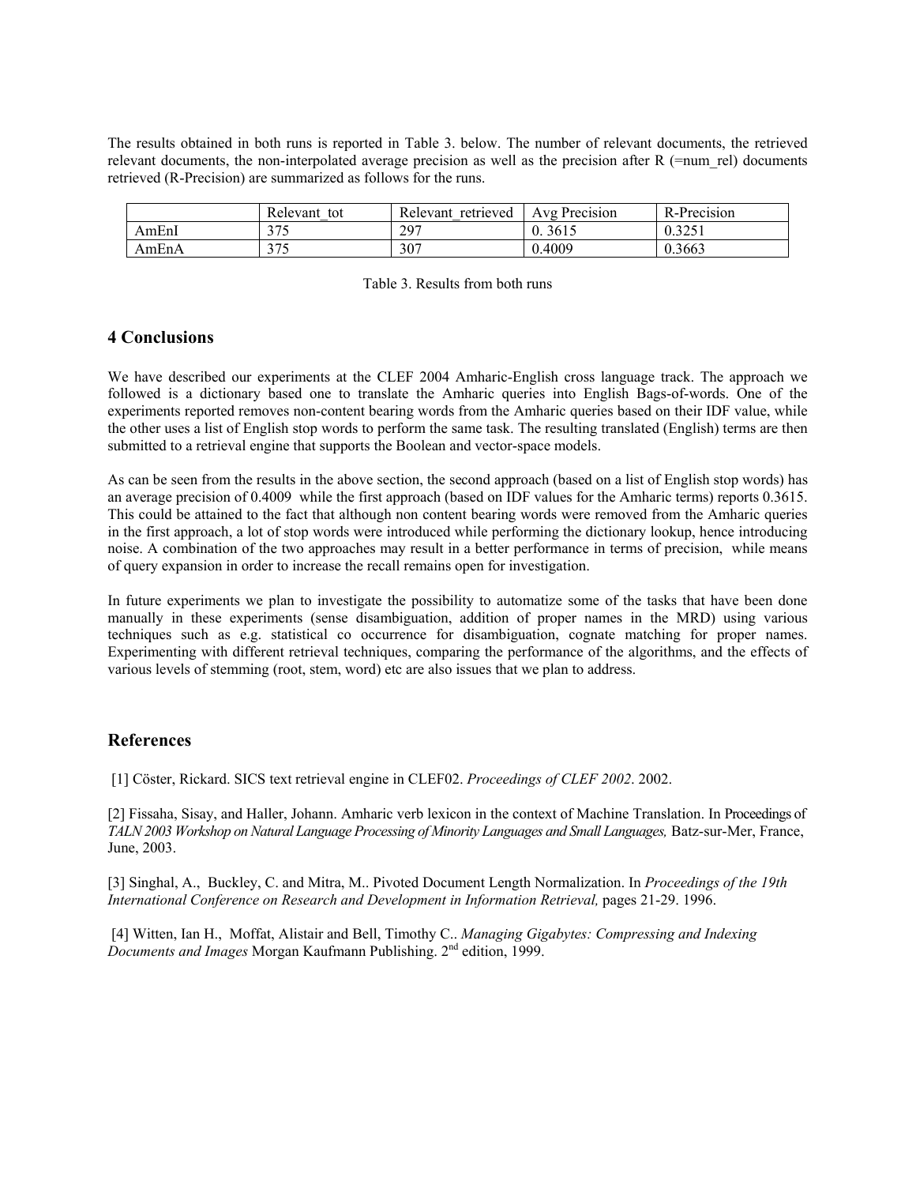The results obtained in both runs is reported in Table 3. below. The number of relevant documents, the retrieved relevant documents, the non-interpolated average precision as well as the precision after R (=num_rel) documents retrieved (R-Precision) are summarized as follows for the runs.

| | Relevant_tot | Relevant_retrieved | Avg Precision | R-Precision |
|---|---|---|---|---|
| AmEnI | 375 | 297 | 0. 3615 | 0.3251 |
| AmEnA | 375 | 307 | 0.4009 | 0.3663 |

Table 3. Results from both runs

## 4 Conclusions

We have described our experiments at the CLEF 2004 Amharic-English cross language track. The approach we followed is a dictionary based one to translate the Amharic queries into English Bags-of-words. One of the experiments reported removes non-content bearing words from the Amharic queries based on their IDF value, while the other uses a list of English stop words to perform the same task. The resulting translated (English) terms are then submitted to a retrieval engine that supports the Boolean and vector-space models.

As can be seen from the results in the above section, the second approach (based on a list of English stop words) has an average precision of 0.4009 while the first approach (based on IDF values for the Amharic terms) reports 0.3615. This could be attained to the fact that although non content bearing words were removed from the Amharic queries in the first approach, a lot of stop words were introduced while performing the dictionary lookup, hence introducing noise. A combination of the two approaches may result in a better performance in terms of precision, while means of query expansion in order to increase the recall remains open for investigation.

In future experiments we plan to investigate the possibility to automatize some of the tasks that have been done manually in these experiments (sense disambiguation, addition of proper names in the MRD) using various techniques such as e.g. statistical co occurrence for disambiguation, cognate matching for proper names. Experimenting with different retrieval techniques, comparing the performance of the algorithms, and the effects of various levels of stemming (root, stem, word) etc are also issues that we plan to address.

## References

[1] Cöster, Rickard. SICS text retrieval engine in CLEF02. *Proceedings of CLEF 2002*. 2002.

[2] Fissaha, Sisay, and Haller, Johann. Amharic verb lexicon in the context of Machine Translation. In Proceedings of *TALN 2003 Workshop on Natural Language Processing of Minority Languages and Small Languages,* Batz-sur-Mer, France, June, 2003.

[3] Singhal, A., Buckley, C. and Mitra, M.. Pivoted Document Length Normalization. In *Proceedings of the 19th International Conference on Research and Development in Information Retrieval,* pages 21-29. 1996.

[4] Witten, Ian H., Moffat, Alistair and Bell, Timothy C.. *Managing Gigabytes: Compressing and Indexing Documents and Images* Morgan Kaufmann Publishing. 2nd edition, 1999.